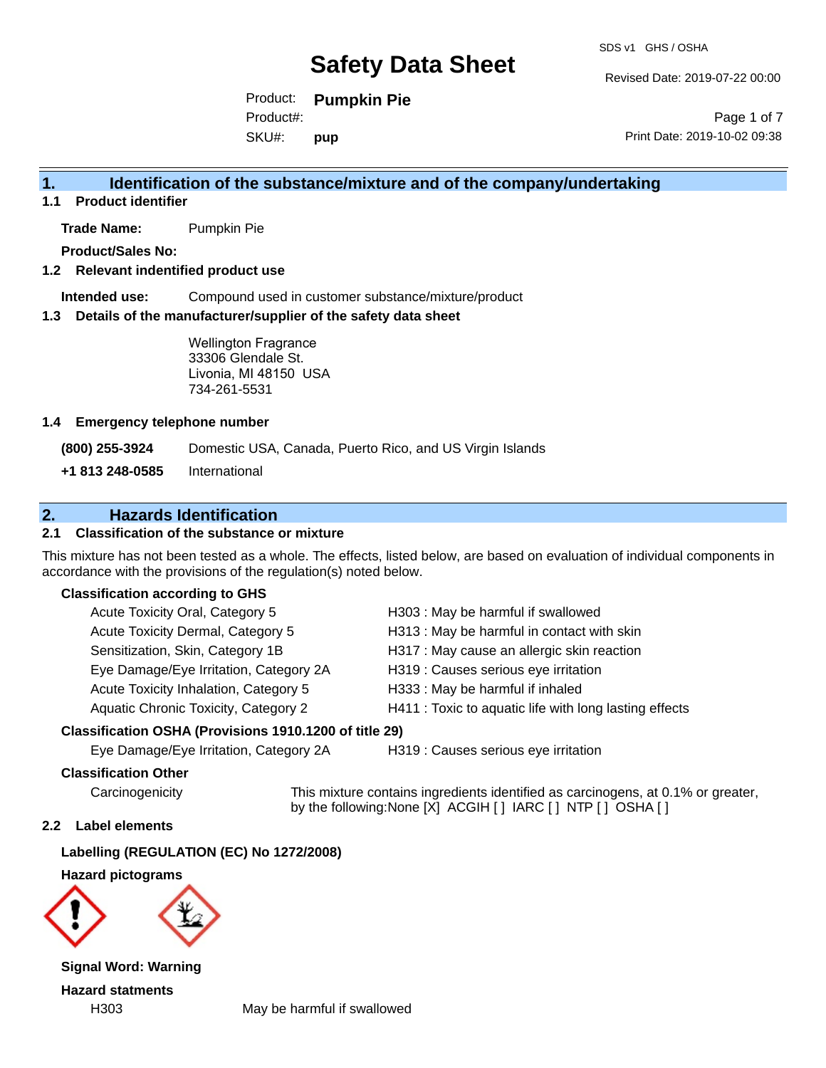# Safety Data Sheet

SDS v1 GHS / OSHA

Revised Date: 2019-07-22 00:00

Print Date: 2019-10-02 09:38

Product: **Pumpkin Pie**

Product#:

SKU#: **pup**

## 1. Identification of the substance/mixture and of the company/undertaking

### 1.1 Product identifier

**Trade Name:** Pumpkin Pie

**Product/Sales No:**

### 1.2 Relevant indentified product use

**Intended use:** Compound used in customer substance/mixture/product

### 1.3 Details of the manufacturer/supplier of the safety data sheet

Wellington Fragrance
33306 Glendale St.
Livonia, MI 48150 USA
734-261-5531

### 1.4 Emergency telephone number

| | |
|---|---|
| **(800) 255-3924** | Domestic USA, Canada, Puerto Rico, and US Virgin Islands |
| **+1 813 248-0585** | International |

## 2. Hazards Identification

### 2.1 Classification of the substance or mixture

This mixture has not been tested as a whole. The effects, listed below, are based on evaluation of individual components in accordance with the provisions of the regulation(s) noted below.

**Classification according to GHS**

| | |
|---|---|
| Acute Toxicity Oral, Category 5 | H303 : May be harmful if swallowed |
| Acute Toxicity Dermal, Category 5 | H313 : May be harmful in contact with skin |
| Sensitization, Skin, Category 1B | H317 : May cause an allergic skin reaction |
| Eye Damage/Eye Irritation, Category 2A | H319 : Causes serious eye irritation |
| Acute Toxicity Inhalation, Category 5 | H333 : May be harmful if inhaled |
| Aquatic Chronic Toxicity, Category 2 | H411 : Toxic to aquatic life with long lasting effects |

**Classification OSHA (Provisions 1910.1200 of title 29)**

| | |
|---|---|
| Eye Damage/Eye Irritation, Category 2A | H319 : Causes serious eye irritation |

**Classification Other**

| | |
|---|---|
| Carcinogenicity | This mixture contains ingredients identified as carcinogens, at 0.1% or greater, by the following:None [X] ACGIH [ ] IARC [ ] NTP [ ] OSHA [ ] |

### 2.2 Label elements

**Labelling (REGULATION (EC) No 1272/2008)**

**Hazard pictograms**

**Signal Word: Warning**

**Hazard statments**

| | |
|---|---|
| H303 | May be harmful if swallowed |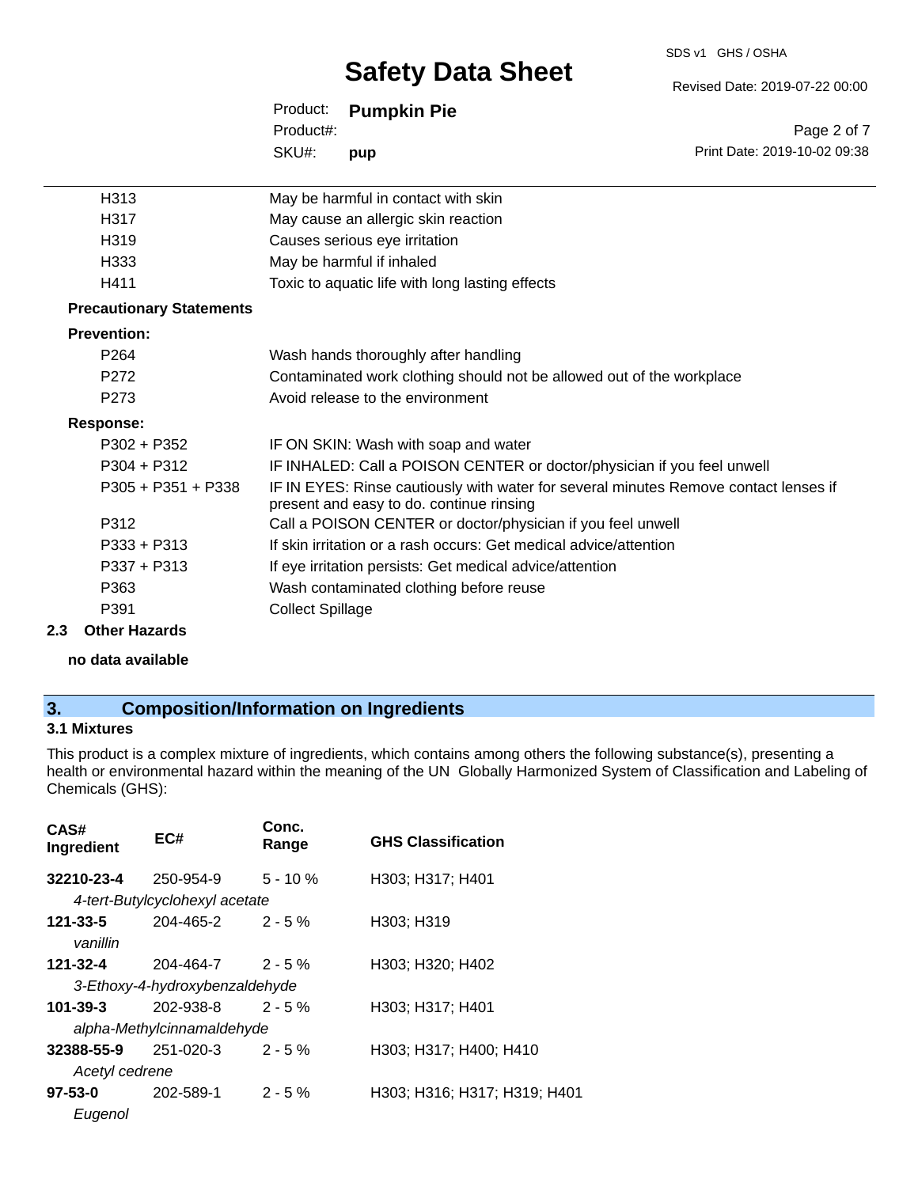| | |
|---|---|
| H313 | May be harmful in contact with skin |
| H317 | May cause an allergic skin reaction |
| H319 | Causes serious eye irritation |
| H333 | May be harmful if inhaled |
| H411 | Toxic to aquatic life with long lasting effects |

**Precautionary Statements**

**Prevention:**

| | |
|---|---|
| P264 | Wash hands thoroughly after handling |
| P272 | Contaminated work clothing should not be allowed out of the workplace |
| P273 | Avoid release to the environment |

**Response:**

| | |
|---|---|
| P302 + P352 | IF ON SKIN: Wash with soap and water |
| P304 + P312 | IF INHALED: Call a POISON CENTER or doctor/physician if you feel unwell |
| P305 + P351 + P338 | IF IN EYES: Rinse cautiously with water for several minutes Remove contact lenses if present and easy to do. continue rinsing |
| P312 | Call a POISON CENTER or doctor/physician if you feel unwell |
| P333 + P313 | If skin irritation or a rash occurs: Get medical advice/attention |
| P337 + P313 | If eye irritation persists: Get medical advice/attention |
| P363 | Wash contaminated clothing before reuse |
| P391 | Collect Spillage |

### 2.3 Other Hazards

**no data available**

## 3. Composition/Information on Ingredients

### 3.1 Mixtures

This product is a complex mixture of ingredients, which contains among others the following substance(s), presenting a health or environmental hazard within the meaning of the UN Globally Harmonized System of Classification and Labeling of Chemicals (GHS):

| CAS# Ingredient | EC# | Conc. Range | GHS Classification |
|---|---|---|---|
| **32210-23-4** *4-tert-Butylcyclohexyl acetate* | 250-954-9 | 5 - 10 % | H303; H317; H401 |
| **121-33-5** *vanillin* | 204-465-2 | 2 - 5 % | H303; H319 |
| **121-32-4** *3-Ethoxy-4-hydroxybenzaldehyde* | 204-464-7 | 2 - 5 % | H303; H320; H402 |
| **101-39-3** *alpha-Methylcinnamaldehyde* | 202-938-8 | 2 - 5 % | H303; H317; H401 |
| **32388-55-9** *Acetyl cedrene* | 251-020-3 | 2 - 5 % | H303; H317; H400; H410 |
| **97-53-0** *Eugenol* | 202-589-1 | 2 - 5 % | H303; H316; H317; H319; H401 |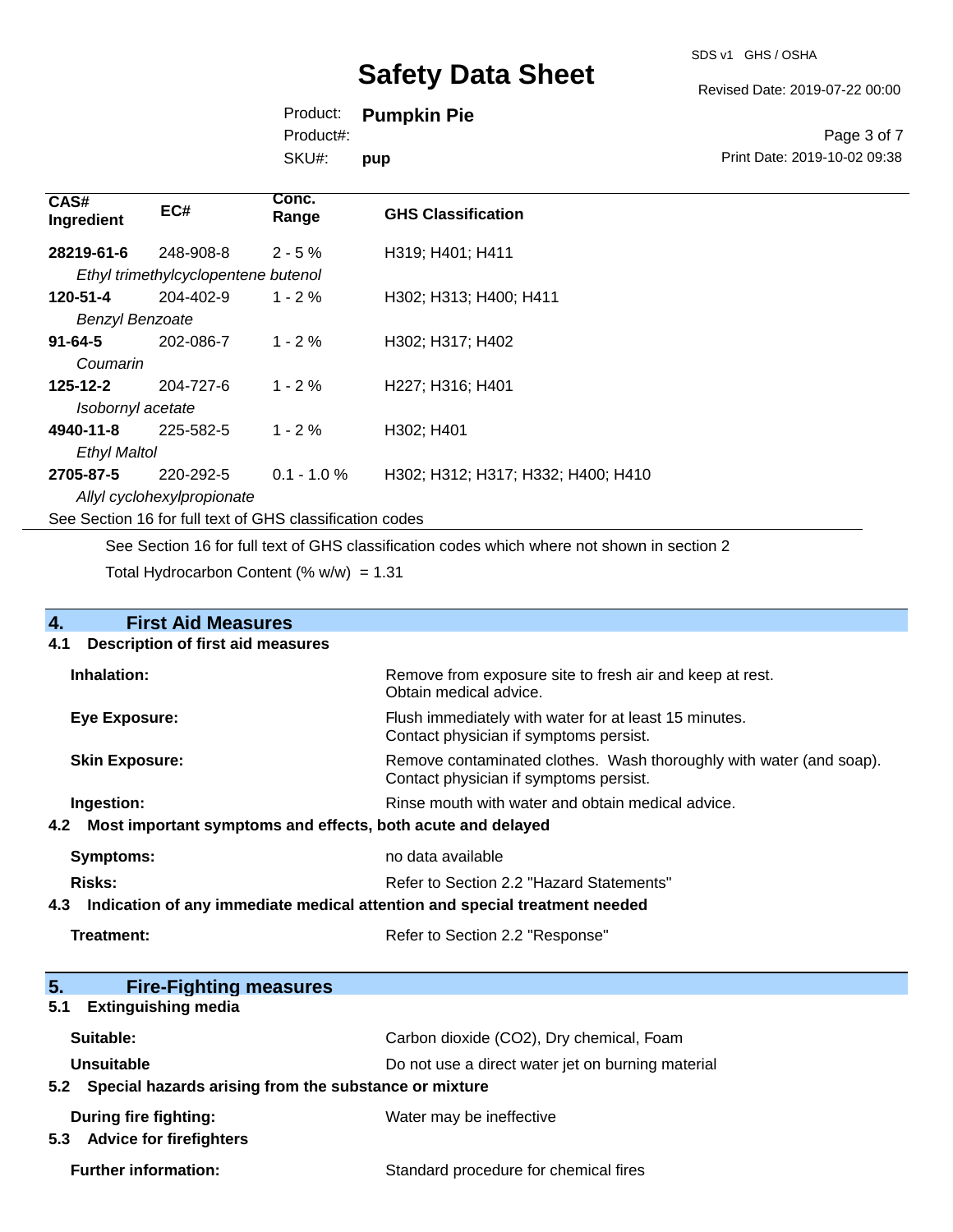| CAS# Ingredient | EC# | Conc. Range | GHS Classification |
|---|---|---|---|
| **28219-61-6** | 248-908-8 | 2 - 5 % | H319; H401; H411 |
| *Ethyl trimethylcyclopentene butenol* | | | |
| **120-51-4** | 204-402-9 | 1 - 2 % | H302; H313; H400; H411 |
| *Benzyl Benzoate* | | | |
| **91-64-5** | 202-086-7 | 1 - 2 % | H302; H317; H402 |
| *Coumarin* | | | |
| **125-12-2** | 204-727-6 | 1 - 2 % | H227; H316; H401 |
| *Isobornyl acetate* | | | |
| **4940-11-8** | 225-582-5 | 1 - 2 % | H302; H401 |
| *Ethyl Maltol* | | | |
| **2705-87-5** | 220-292-5 | 0.1 - 1.0 % | H302; H312; H317; H332; H400; H410 |
| *Allyl cyclohexylpropionate* | | | |

See Section 16 for full text of GHS classification codes

See Section 16 for full text of GHS classification codes which where not shown in section 2

Total Hydrocarbon Content (% w/w) = 1.31

## 4. First Aid Measures

### 4.1 Description of first aid measures

**Inhalation:** Remove from exposure site to fresh air and keep at rest. Obtain medical advice.

**Eye Exposure:** Flush immediately with water for at least 15 minutes. Contact physician if symptoms persist.

**Skin Exposure:** Remove contaminated clothes. Wash thoroughly with water (and soap). Contact physician if symptoms persist.

**Ingestion:** Rinse mouth with water and obtain medical advice.

### 4.2 Most important symptoms and effects, both acute and delayed

**Symptoms:** no data available

**Risks:** Refer to Section 2.2 "Hazard Statements"

### 4.3 Indication of any immediate medical attention and special treatment needed

**Treatment:** Refer to Section 2.2 "Response"

## 5. Fire-Fighting measures

### 5.1 Extinguishing media

**Suitable:** Carbon dioxide ($CO_2$), Dry chemical, Foam

**Unsuitable** Do not use a direct water jet on burning material

### 5.2 Special hazards arising from the substance or mixture

**During fire fighting:** Water may be ineffective

### 5.3 Advice for firefighters

**Further information:** Standard procedure for chemical fires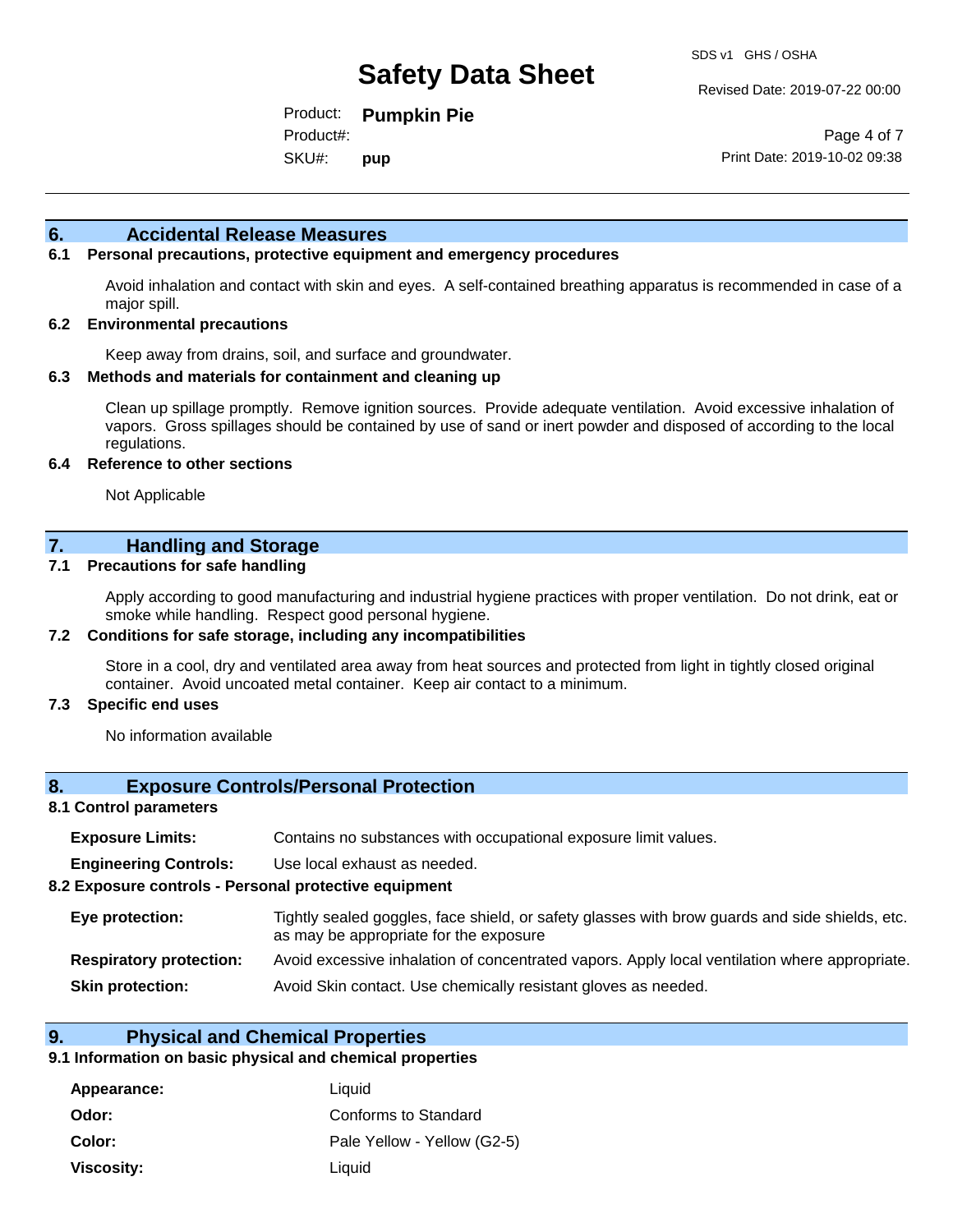## 6. Accidental Release Measures

### 6.1 Personal precautions, protective equipment and emergency procedures

Avoid inhalation and contact with skin and eyes. A self-contained breathing apparatus is recommended in case of a major spill.

### 6.2 Environmental precautions

Keep away from drains, soil, and surface and groundwater.

### 6.3 Methods and materials for containment and cleaning up

Clean up spillage promptly. Remove ignition sources. Provide adequate ventilation. Avoid excessive inhalation of vapors. Gross spillages should be contained by use of sand or inert powder and disposed of according to the local regulations.

### 6.4 Reference to other sections

Not Applicable

## 7. Handling and Storage

### 7.1 Precautions for safe handling

Apply according to good manufacturing and industrial hygiene practices with proper ventilation. Do not drink, eat or smoke while handling. Respect good personal hygiene.

### 7.2 Conditions for safe storage, including any incompatibilities

Store in a cool, dry and ventilated area away from heat sources and protected from light in tightly closed original container. Avoid uncoated metal container. Keep air contact to a minimum.

### 7.3 Specific end uses

No information available

## 8. Exposure Controls/Personal Protection

### 8.1 Control parameters

**Exposure Limits:** Contains no substances with occupational exposure limit values.

**Engineering Controls:** Use local exhaust as needed.

### 8.2 Exposure controls - Personal protective equipment

**Eye protection:** Tightly sealed goggles, face shield, or safety glasses with brow guards and side shields, etc. as may be appropriate for the exposure

**Respiratory protection:** Avoid excessive inhalation of concentrated vapors. Apply local ventilation where appropriate.

**Skin protection:** Avoid Skin contact. Use chemically resistant gloves as needed.

## 9. Physical and Chemical Properties

### 9.1 Information on basic physical and chemical properties

**Appearance:** Liquid

**Odor:** Conforms to Standard

**Color:** Pale Yellow - Yellow (G2-5)

**Viscosity:** Liquid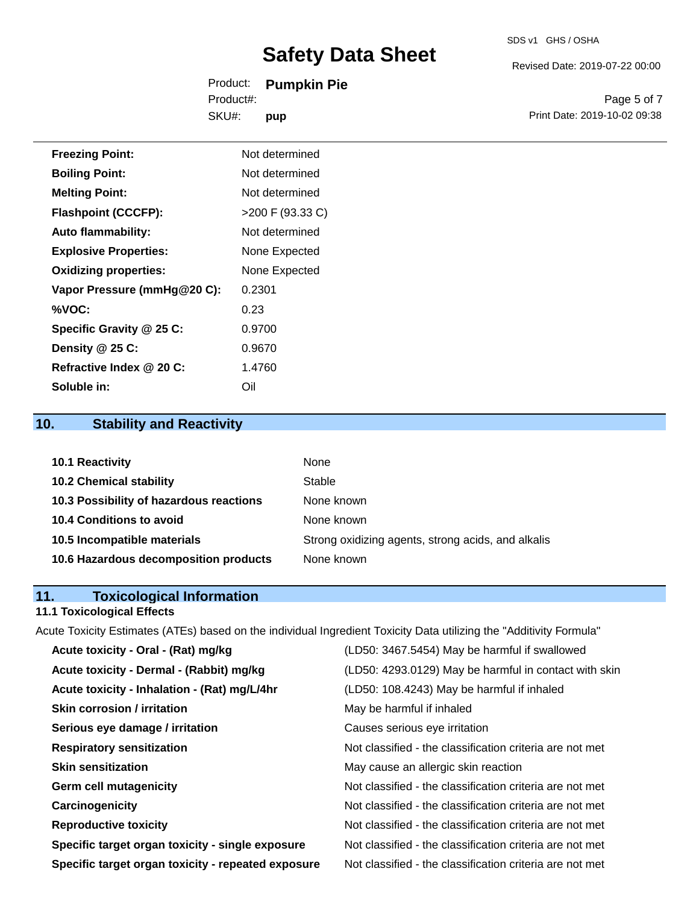| | |
|---|---|
| **Freezing Point:** | Not determined |
| **Boiling Point:** | Not determined |
| **Melting Point:** | Not determined |
| **Flashpoint (CCCFP):** | >200 F (93.33 C) |
| **Auto flammability:** | Not determined |
| **Explosive Properties:** | None Expected |
| **Oxidizing properties:** | None Expected |
| **Vapor Pressure (mmHg@20 C):** | 0.2301 |
| **%VOC:** | 0.23 |
| **Specific Gravity @ 25 C:** | 0.9700 |
| **Density @ 25 C:** | 0.9670 |
| **Refractive Index @ 20 C:** | 1.4760 |
| **Soluble in:** | Oil |

## 10. Stability and Reactivity

| | |
|---|---|
| **10.1 Reactivity** | None |
| **10.2 Chemical stability** | Stable |
| **10.3 Possibility of hazardous reactions** | None known |
| **10.4 Conditions to avoid** | None known |
| **10.5 Incompatible materials** | Strong oxidizing agents, strong acids, and alkalis |
| **10.6 Hazardous decomposition products** | None known |

## 11. Toxicological Information

### 11.1 Toxicological Effects

Acute Toxicity Estimates (ATEs) based on the individual Ingredient Toxicity Data utilizing the "Additivity Formula"

| | |
|---|---|
| **Acute toxicity - Oral - (Rat) mg/kg** | (LD50: 3467.5454) May be harmful if swallowed |
| **Acute toxicity - Dermal - (Rabbit) mg/kg** | (LD50: 4293.0129) May be harmful in contact with skin |
| **Acute toxicity - Inhalation - (Rat) mg/L/4hr** | (LD50: 108.4243) May be harmful if inhaled |
| **Skin corrosion / irritation** | May be harmful if inhaled |
| **Serious eye damage / irritation** | Causes serious eye irritation |
| **Respiratory sensitization** | Not classified - the classification criteria are not met |
| **Skin sensitization** | May cause an allergic skin reaction |
| **Germ cell mutagenicity** | Not classified - the classification criteria are not met |
| **Carcinogenicity** | Not classified - the classification criteria are not met |
| **Reproductive toxicity** | Not classified - the classification criteria are not met |
| **Specific target organ toxicity - single exposure** | Not classified - the classification criteria are not met |
| **Specific target organ toxicity - repeated exposure** | Not classified - the classification criteria are not met |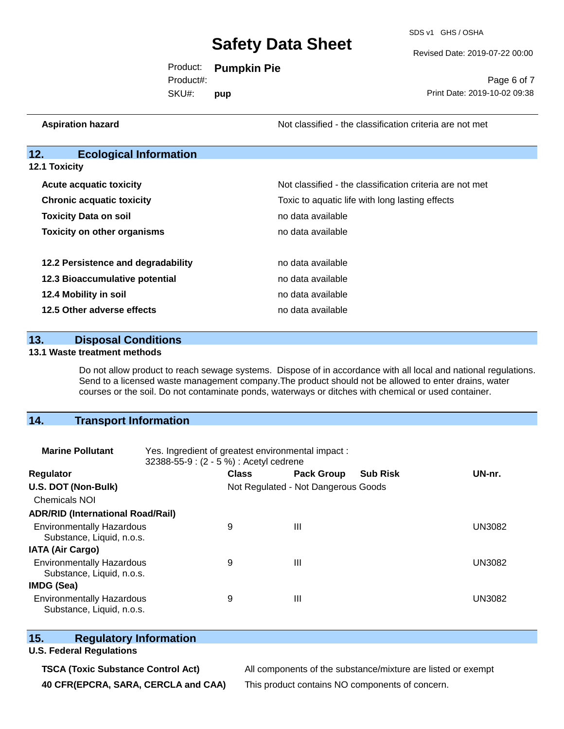| | |
|---|---|
| **Aspiration hazard** | Not classified - the classification criteria are not met |

## 12. Ecological Information

### 12.1 Toxicity

| | |
|---|---|
| **Acute acquatic toxicity** | Not classified - the classification criteria are not met |
| **Chronic acquatic toxicity** | Toxic to aquatic life with long lasting effects |
| **Toxicity Data on soil** | no data available |
| **Toxicity on other organisms** | no data available |

| | |
|---|---|
| **12.2 Persistence and degradability** | no data available |
| **12.3 Bioaccumulative potential** | no data available |
| **12.4 Mobility in soil** | no data available |
| **12.5 Other adverse effects** | no data available |

## 13. Disposal Conditions

### 13.1 Waste treatment methods

Do not allow product to reach sewage systems. Dispose of in accordance with all local and national regulations. Send to a licensed waste management company.The product should not be allowed to enter drains, water courses or the soil. Do not contaminate ponds, waterways or ditches with chemical or used container.

## 14. Transport Information

**Marine Pollutant** Yes. Ingredient of greatest environmental impact : 32388-55-9 : (2 - 5 %) : Acetyl cedrene

| Regulator | Class | Pack Group | Sub Risk | UN-nr. |
|---|---|---|---|---|
| **U.S. DOT (Non-Bulk)** | Not Regulated - Not Dangerous Goods | | | |
| Chemicals NOI | | | | |
| **ADR/RID (International Road/Rail)** | | | | |
| Environmentally Hazardous Substance, Liquid, n.o.s. | 9 | III | | UN3082 |
| **IATA (Air Cargo)** | | | | |
| Environmentally Hazardous Substance, Liquid, n.o.s. | 9 | III | | UN3082 |
| **IMDG (Sea)** | | | | |
| Environmentally Hazardous Substance, Liquid, n.o.s. | 9 | III | | UN3082 |

## 15. Regulatory Information

### U.S. Federal Regulations

| | |
|---|---|
| **TSCA (Toxic Substance Control Act)** | All components of the substance/mixture are listed or exempt |
| **40 CFR(EPCRA, SARA, CERCLA and CAA)** | This product contains NO components of concern. |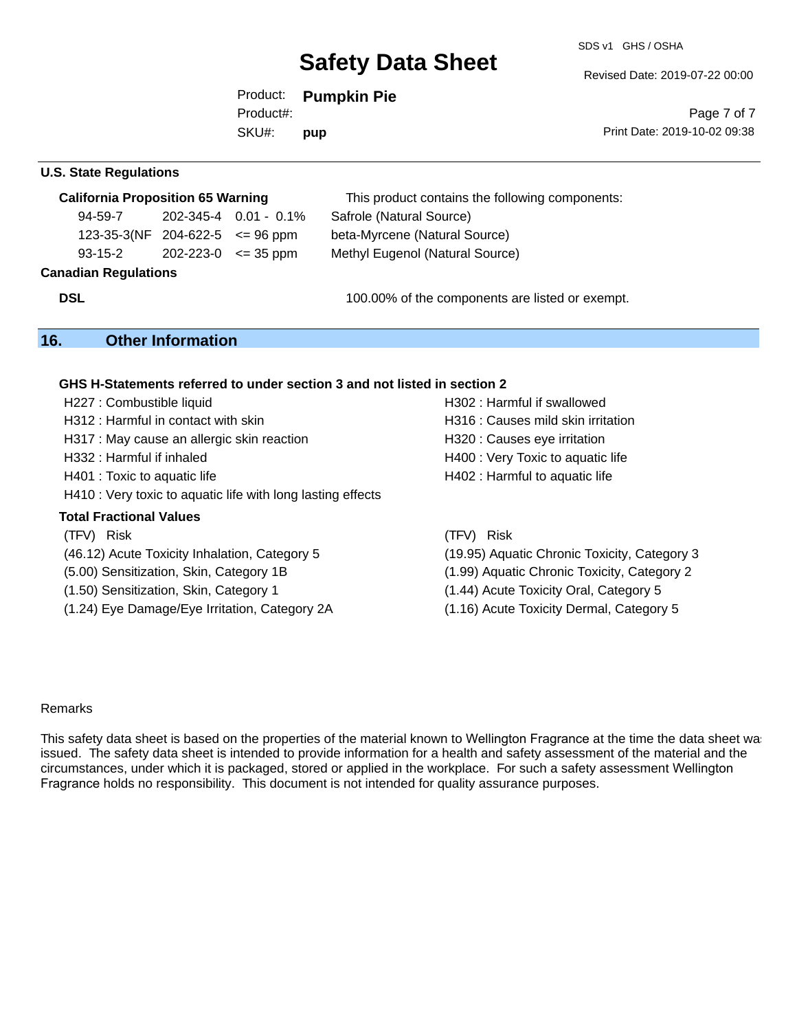### U.S. State Regulations

**California Proposition 65 Warning** — This product contains the following components:

| | | | |
|---|---|---|---|
| 94-59-7 | 202-345-4 | 0.01 - 0.1% | Safrole (Natural Source) |
| 123-35-3(NF | 204-622-5 | <= 96 ppm | beta-Myrcene (Natural Source) |
| 93-15-2 | 202-223-0 | <= 35 ppm | Methyl Eugenol (Natural Source) |

### Canadian Regulations

**DSL** — 100.00% of the components are listed or exempt.

## 16. Other Information

**GHS H-Statements referred to under section 3 and not listed in section 2**

H227 : Combustible liquid
H302 : Harmful if swallowed
H312 : Harmful in contact with skin
H316 : Causes mild skin irritation
H317 : May cause an allergic skin reaction
H320 : Causes eye irritation
H332 : Harmful if inhaled
H400 : Very Toxic to aquatic life
H401 : Toxic to aquatic life
H402 : Harmful to aquatic life
H410 : Very toxic to aquatic life with long lasting effects

**Total Fractional Values**

| (TFV) | Risk | (TFV) | Risk |
|---|---|---|---|
| (46.12) | Acute Toxicity Inhalation, Category 5 | (19.95) | Aquatic Chronic Toxicity, Category 3 |
| (5.00) | Sensitization, Skin, Category 1B | (1.99) | Aquatic Chronic Toxicity, Category 2 |
| (1.50) | Sensitization, Skin, Category 1 | (1.44) | Acute Toxicity Oral, Category 5 |
| (1.24) | Eye Damage/Eye Irritation, Category 2A | (1.16) | Acute Toxicity Dermal, Category 5 |

Remarks

This safety data sheet is based on the properties of the material known to Wellington Fragrance at the time the data sheet was issued. The safety data sheet is intended to provide information for a health and safety assessment of the material and the circumstances, under which it is packaged, stored or applied in the workplace. For such a safety assessment Wellington Fragrance holds no responsibility. This document is not intended for quality assurance purposes.